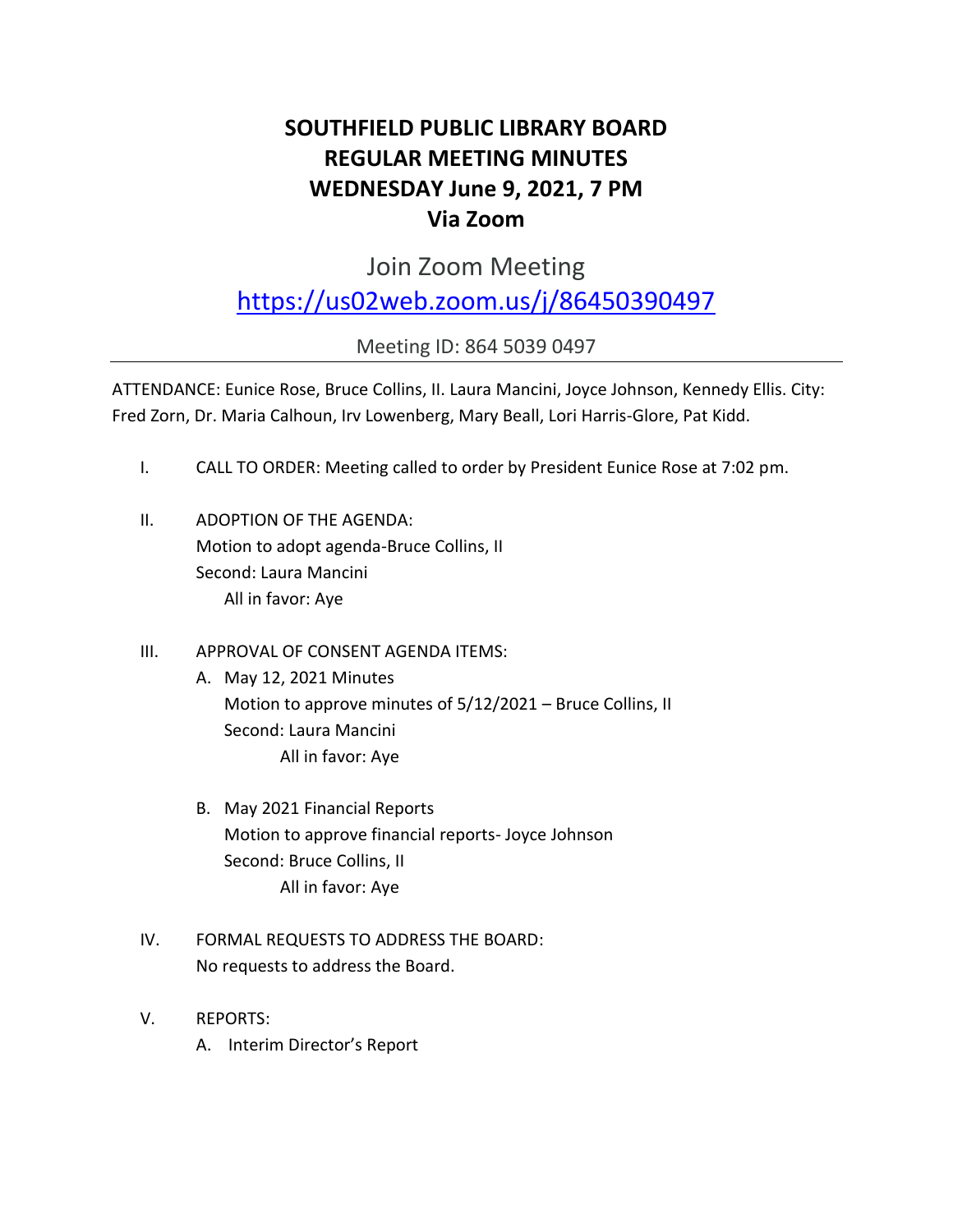# SOUTHFIELD PUBLIC LIBRARY BOARD
# REGULAR MEETING MINUTES
# WEDNESDAY June 9, 2021, 7 PM
# Via Zoom

Join Zoom Meeting

https://us02web.zoom.us/j/86450390497

Meeting ID: 864 5039 0497

---

ATTENDANCE: Eunice Rose, Bruce Collins, II. Laura Mancini, Joyce Johnson, Kennedy Ellis. City: Fred Zorn, Dr. Maria Calhoun, Irv Lowenberg, Mary Beall, Lori Harris-Glore, Pat Kidd.

I. CALL TO ORDER: Meeting called to order by President Eunice Rose at 7:02 pm.

II. ADOPTION OF THE AGENDA:
Motion to adopt agenda-Bruce Collins, II
Second: Laura Mancini
All in favor: Aye

III. APPROVAL OF CONSENT AGENDA ITEMS:

A. May 12, 2021 Minutes
Motion to approve minutes of 5/12/2021 – Bruce Collins, II
Second: Laura Mancini
All in favor: Aye

B. May 2021 Financial Reports
Motion to approve financial reports- Joyce Johnson
Second: Bruce Collins, II
All in favor: Aye

IV. FORMAL REQUESTS TO ADDRESS THE BOARD:
No requests to address the Board.

V. REPORTS:

A. Interim Director's Report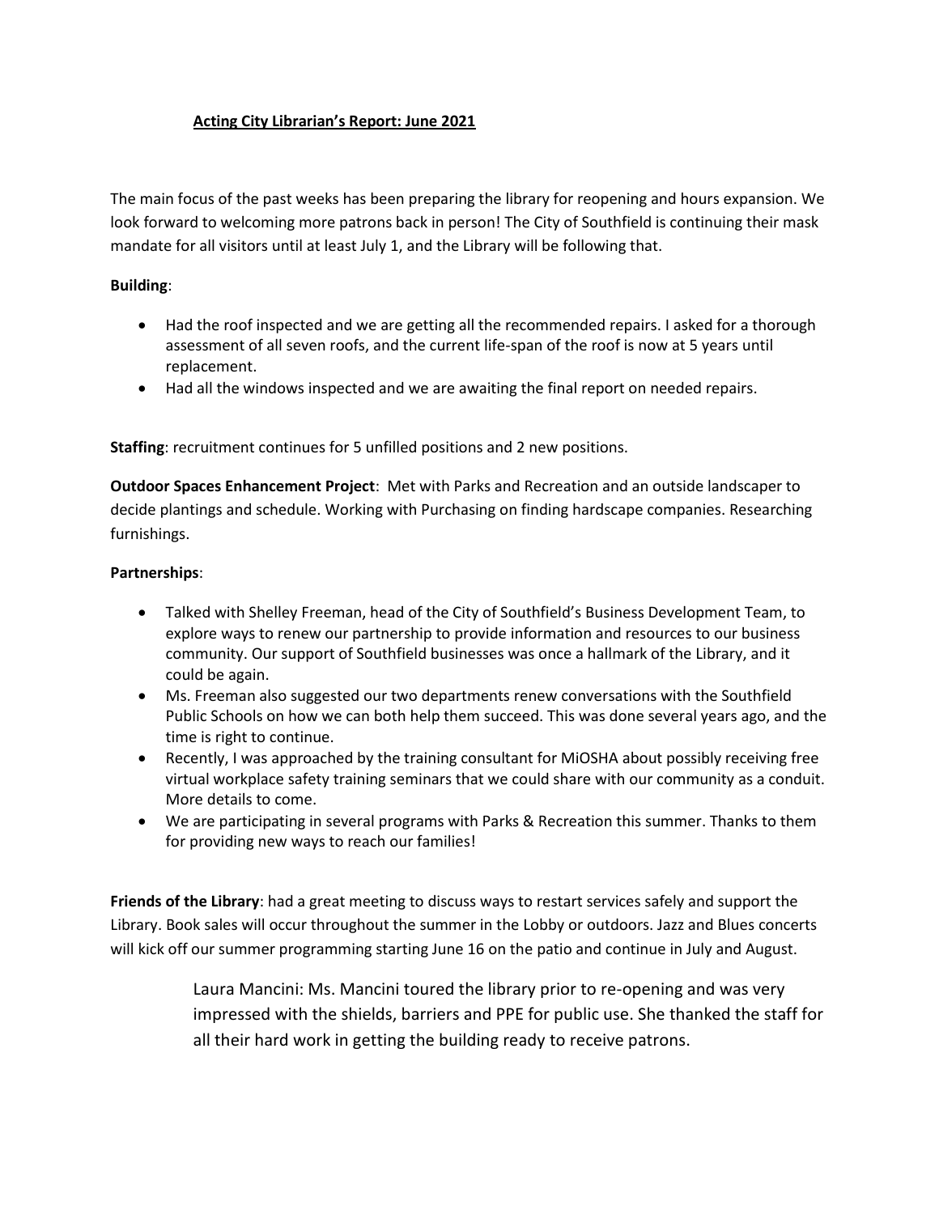## Acting City Librarian's Report: June 2021

The main focus of the past weeks has been preparing the library for reopening and hours expansion. We look forward to welcoming more patrons back in person! The City of Southfield is continuing their mask mandate for all visitors until at least July 1, and the Library will be following that.

**Building**:

- Had the roof inspected and we are getting all the recommended repairs. I asked for a thorough assessment of all seven roofs, and the current life-span of the roof is now at 5 years until replacement.
- Had all the windows inspected and we are awaiting the final report on needed repairs.

**Staffing**: recruitment continues for 5 unfilled positions and 2 new positions.

**Outdoor Spaces Enhancement Project**: Met with Parks and Recreation and an outside landscaper to decide plantings and schedule. Working with Purchasing on finding hardscape companies. Researching furnishings.

**Partnerships**:

- Talked with Shelley Freeman, head of the City of Southfield's Business Development Team, to explore ways to renew our partnership to provide information and resources to our business community. Our support of Southfield businesses was once a hallmark of the Library, and it could be again.
- Ms. Freeman also suggested our two departments renew conversations with the Southfield Public Schools on how we can both help them succeed. This was done several years ago, and the time is right to continue.
- Recently, I was approached by the training consultant for MiOSHA about possibly receiving free virtual workplace safety training seminars that we could share with our community as a conduit. More details to come.
- We are participating in several programs with Parks & Recreation this summer. Thanks to them for providing new ways to reach our families!

**Friends of the Library**: had a great meeting to discuss ways to restart services safely and support the Library. Book sales will occur throughout the summer in the Lobby or outdoors. Jazz and Blues concerts will kick off our summer programming starting June 16 on the patio and continue in July and August.

Laura Mancini: Ms. Mancini toured the library prior to re-opening and was very impressed with the shields, barriers and PPE for public use. She thanked the staff for all their hard work in getting the building ready to receive patrons.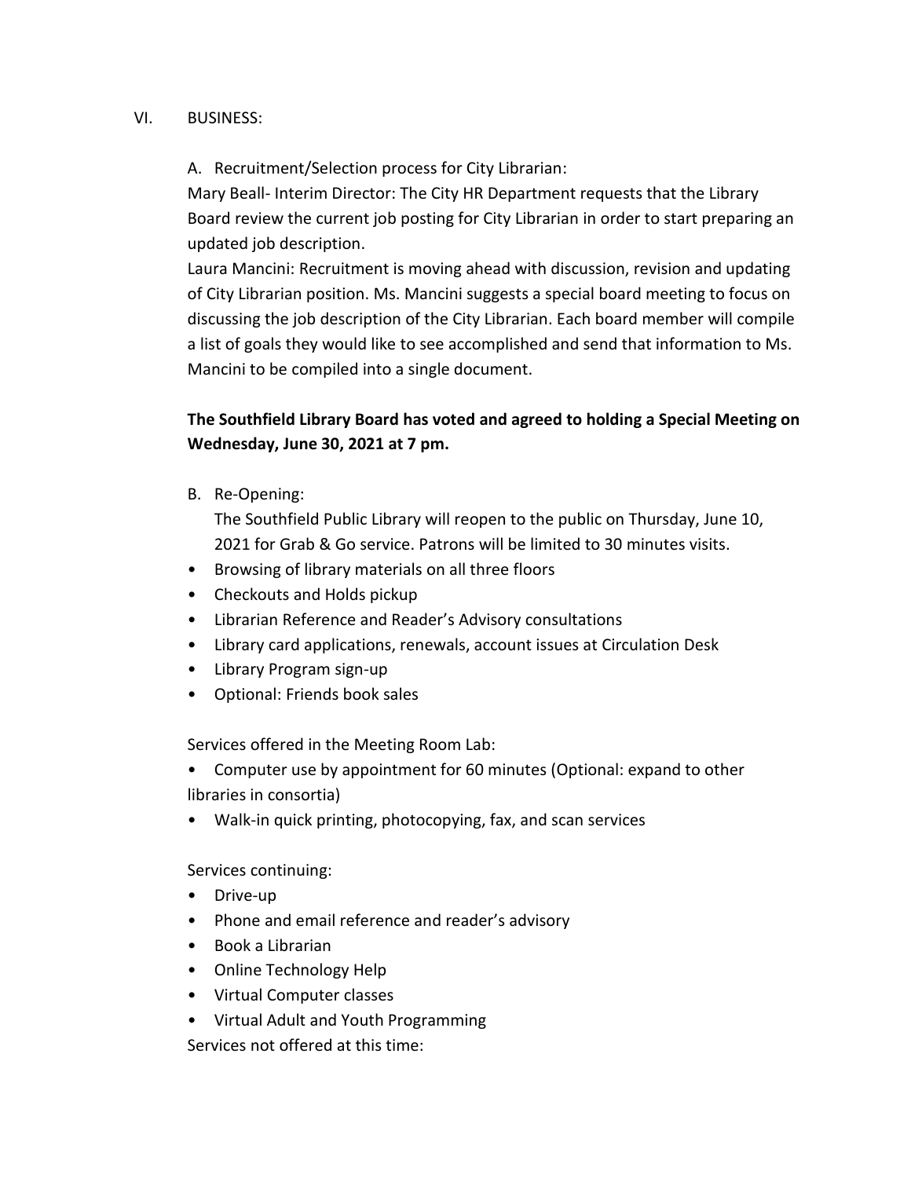VI. BUSINESS:

A. Recruitment/Selection process for City Librarian:

Mary Beall- Interim Director: The City HR Department requests that the Library Board review the current job posting for City Librarian in order to start preparing an updated job description.

Laura Mancini: Recruitment is moving ahead with discussion, revision and updating of City Librarian position. Ms. Mancini suggests a special board meeting to focus on discussing the job description of the City Librarian. Each board member will compile a list of goals they would like to see accomplished and send that information to Ms. Mancini to be compiled into a single document.

**The Southfield Library Board has voted and agreed to holding a Special Meeting on Wednesday, June 30, 2021 at 7 pm.**

B. Re-Opening:

The Southfield Public Library will reopen to the public on Thursday, June 10, 2021 for Grab & Go service. Patrons will be limited to 30 minutes visits.

- Browsing of library materials on all three floors
- Checkouts and Holds pickup
- Librarian Reference and Reader's Advisory consultations
- Library card applications, renewals, account issues at Circulation Desk
- Library Program sign-up
- Optional: Friends book sales

Services offered in the Meeting Room Lab:

- Computer use by appointment for 60 minutes (Optional: expand to other libraries in consortia)
- Walk-in quick printing, photocopying, fax, and scan services

Services continuing:

- Drive-up
- Phone and email reference and reader's advisory
- Book a Librarian
- Online Technology Help
- Virtual Computer classes
- Virtual Adult and Youth Programming

Services not offered at this time: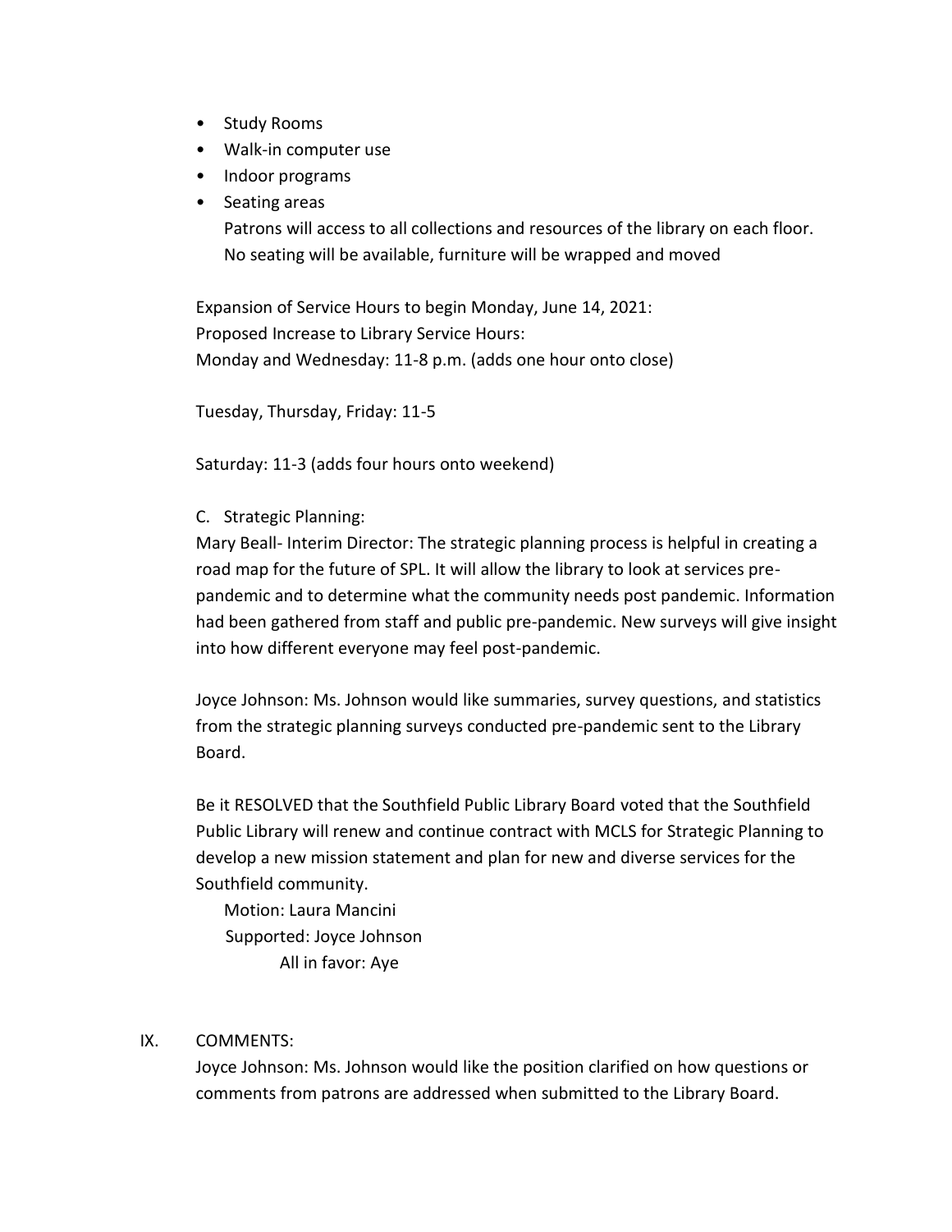- Study Rooms
- Walk-in computer use
- Indoor programs
- Seating areas

  Patrons will access to all collections and resources of the library on each floor. No seating will be available, furniture will be wrapped and moved

Expansion of Service Hours to begin Monday, June 14, 2021:
Proposed Increase to Library Service Hours:
Monday and Wednesday: 11-8 p.m. (adds one hour onto close)

Tuesday, Thursday, Friday: 11-5

Saturday: 11-3 (adds four hours onto weekend)

C. Strategic Planning:

Mary Beall- Interim Director: The strategic planning process is helpful in creating a road map for the future of SPL. It will allow the library to look at services pre-pandemic and to determine what the community needs post pandemic. Information had been gathered from staff and public pre-pandemic. New surveys will give insight into how different everyone may feel post-pandemic.

Joyce Johnson: Ms. Johnson would like summaries, survey questions, and statistics from the strategic planning surveys conducted pre-pandemic sent to the Library Board.

Be it RESOLVED that the Southfield Public Library Board voted that the Southfield Public Library will renew and continue contract with MCLS for Strategic Planning to develop a new mission statement and plan for new and diverse services for the Southfield community.

Motion: Laura Mancini
Supported: Joyce Johnson
All in favor: Aye

IX. COMMENTS:

Joyce Johnson: Ms. Johnson would like the position clarified on how questions or comments from patrons are addressed when submitted to the Library Board.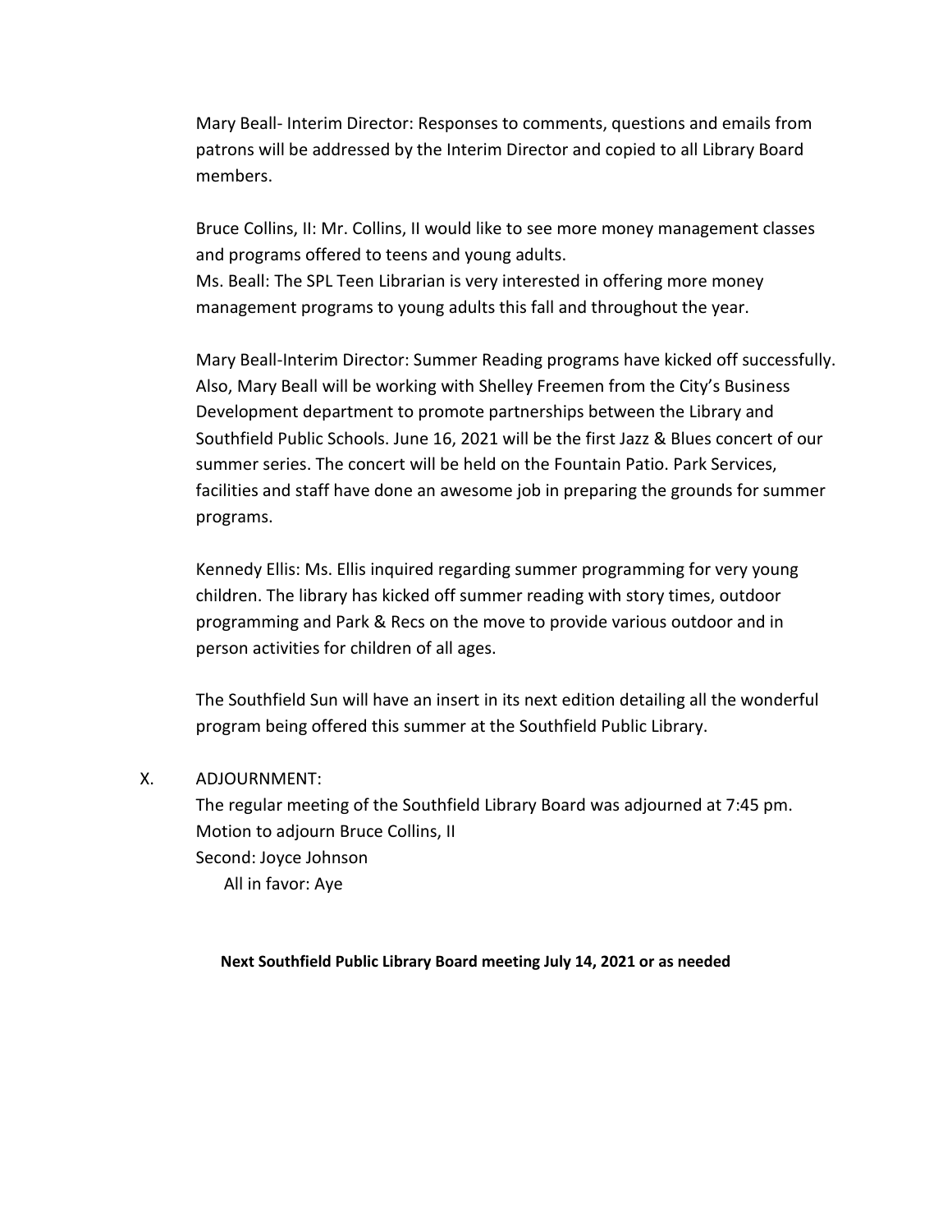Mary Beall- Interim Director: Responses to comments, questions and emails from patrons will be addressed by the Interim Director and copied to all Library Board members.

Bruce Collins, II: Mr. Collins, II would like to see more money management classes and programs offered to teens and young adults.
Ms. Beall: The SPL Teen Librarian is very interested in offering more money management programs to young adults this fall and throughout the year.

Mary Beall-Interim Director: Summer Reading programs have kicked off successfully. Also, Mary Beall will be working with Shelley Freemen from the City's Business Development department to promote partnerships between the Library and Southfield Public Schools. June 16, 2021 will be the first Jazz & Blues concert of our summer series. The concert will be held on the Fountain Patio. Park Services, facilities and staff have done an awesome job in preparing the grounds for summer programs.

Kennedy Ellis: Ms. Ellis inquired regarding summer programming for very young children. The library has kicked off summer reading with story times, outdoor programming and Park & Recs on the move to provide various outdoor and in person activities for children of all ages.

The Southfield Sun will have an insert in its next edition detailing all the wonderful program being offered this summer at the Southfield Public Library.

X. ADJOURNMENT:

The regular meeting of the Southfield Library Board was adjourned at 7:45 pm.
Motion to adjourn Bruce Collins, II
Second: Joyce Johnson
All in favor: Aye

**Next Southfield Public Library Board meeting July 14, 2021 or as needed**